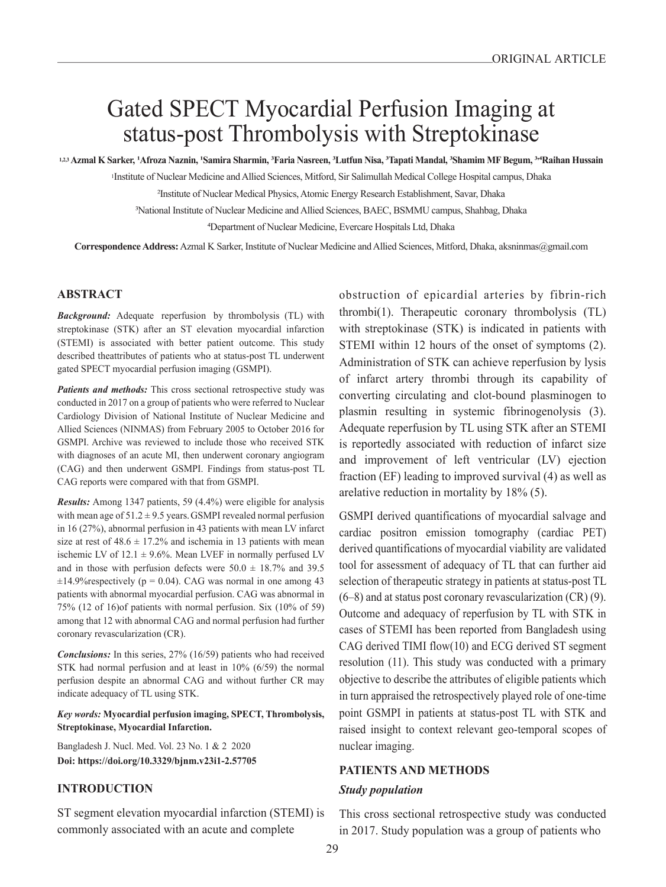ORIGINAL ARTICLE

# Gated SPECT Myocardial Perfusion Imaging at status-post Thrombolysis with Streptokinase

**[1,2,3] Azmal K Sarker, [1]Afroza Naznin, [1]Samira Sharmin, [3]Faria Nasreen, [3]Lutfun Nisa, [3]Tapati Mandal, [3]Shamim MF Begum, [3,4]Raihan Hussain**

[1]Institute of Nuclear Medicine and Allied Sciences, Mitford, Sir Salimullah Medical College Hospital campus, Dhaka

[2]Institute of Nuclear Medical Physics, Atomic Energy Research Establishment, Savar, Dhaka

[3]National Institute of Nuclear Medicine and Allied Sciences, BAEC, BSMMU campus, Shahbag, Dhaka

[4]Department of Nuclear Medicine, Evercare Hospitals Ltd, Dhaka

**Correspondence Address:** Azmal K Sarker, Institute of Nuclear Medicine and Allied Sciences, Mitford, Dhaka, aksninmas@gmail.com

## ABSTRACT

***Background:*** Adequate reperfusion by thrombolysis (TL) with streptokinase (STK) after an ST elevation myocardial infarction (STEMI) is associated with better patient outcome. This study described theattributes of patients who at status-post TL underwent gated SPECT myocardial perfusion imaging (GSMPI).

***Patients and methods:*** This cross sectional retrospective study was conducted in 2017 on a group of patients who were referred to Nuclear Cardiology Division of National Institute of Nuclear Medicine and Allied Sciences (NINMAS) from February 2005 to October 2016 for GSMPI. Archive was reviewed to include those who received STK with diagnoses of an acute MI, then underwent coronary angiogram (CAG) and then underwent GSMPI. Findings from status-post TL CAG reports were compared with that from GSMPI.

***Results:*** Among 1347 patients, 59 (4.4%) were eligible for analysis with mean age of $51.2 \pm 9.5$ years. GSMPI revealed normal perfusion in 16 (27%), abnormal perfusion in 43 patients with mean LV infarct size at rest of $48.6 \pm 17.2\%$ and ischemia in 13 patients with mean ischemic LV of $12.1 \pm 9.6\%$. Mean LVEF in normally perfused LV and in those with perfusion defects were $50.0 \pm 18.7\%$ and $39.5 \pm 14.9\%$respectively ($p = 0.04$). CAG was normal in one among 43 patients with abnormal myocardial perfusion. CAG was abnormal in 75% (12 of 16)of patients with normal perfusion. Six (10% of 59) among that 12 with abnormal CAG and normal perfusion had further coronary revascularization (CR).

***Conclusions:*** In this series, 27% (16/59) patients who had received STK had normal perfusion and at least in 10% (6/59) the normal perfusion despite an abnormal CAG and without further CR may indicate adequacy of TL using STK.

***Key words:*** **Myocardial perfusion imaging, SPECT, Thrombolysis, Streptokinase, Myocardial Infarction.**

Bangladesh J. Nucl. Med. Vol. 23 No. 1 & 2 2020

**Doi: https://doi.org/10.3329/bjnm.v23i1-2.57705**

## INTRODUCTION

ST segment elevation myocardial infarction (STEMI) is commonly associated with an acute and complete obstruction of epicardial arteries by fibrin-rich thrombi(1). Therapeutic coronary thrombolysis (TL) with streptokinase (STK) is indicated in patients with STEMI within 12 hours of the onset of symptoms (2). Administration of STK can achieve reperfusion by lysis of infarct artery thrombi through its capability of converting circulating and clot-bound plasminogen to plasmin resulting in systemic fibrinogenolysis (3). Adequate reperfusion by TL using STK after an STEMI is reportedly associated with reduction of infarct size and improvement of left ventricular (LV) ejection fraction (EF) leading to improved survival (4) as well as arelative reduction in mortality by 18% (5).

GSMPI derived quantifications of myocardial salvage and cardiac positron emission tomography (cardiac PET) derived quantifications of myocardial viability are validated tool for assessment of adequacy of TL that can further aid selection of therapeutic strategy in patients at status-post TL (6–8) and at status post coronary revascularization (CR) (9). Outcome and adequacy of reperfusion by TL with STK in cases of STEMI has been reported from Bangladesh using CAG derived TIMI flow(10) and ECG derived ST segment resolution (11). This study was conducted with a primary objective to describe the attributes of eligible patients which in turn appraised the retrospectively played role of one-time point GSMPI in patients at status-post TL with STK and raised insight to context relevant geo-temporal scopes of nuclear imaging.

## PATIENTS AND METHODS

### *Study population*

This cross sectional retrospective study was conducted in 2017. Study population was a group of patients who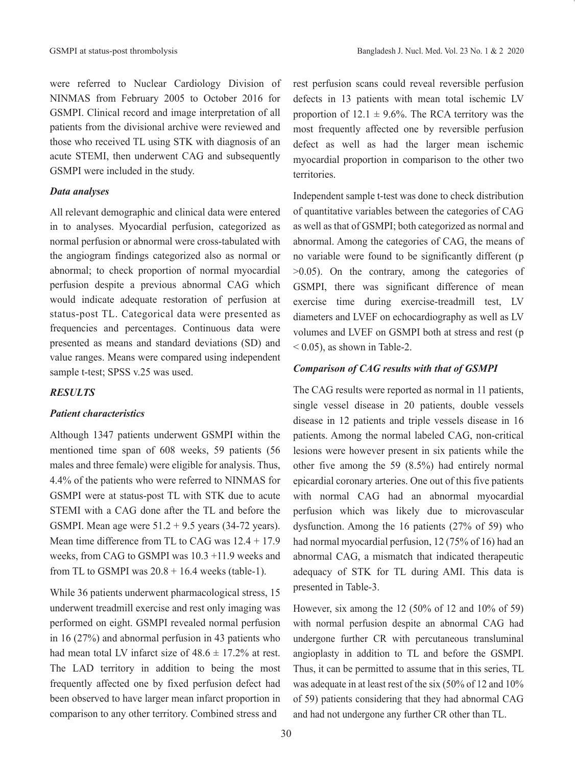were referred to Nuclear Cardiology Division of NINMAS from February 2005 to October 2016 for GSMPI. Clinical record and image interpretation of all patients from the divisional archive were reviewed and those who received TL using STK with diagnosis of an acute STEMI, then underwent CAG and subsequently GSMPI were included in the study.

### *Data analyses*

All relevant demographic and clinical data were entered in to analyses. Myocardial perfusion, categorized as normal perfusion or abnormal were cross-tabulated with the angiogram findings categorized also as normal or abnormal; to check proportion of normal myocardial perfusion despite a previous abnormal CAG which would indicate adequate restoration of perfusion at status-post TL. Categorical data were presented as frequencies and percentages. Continuous data were presented as means and standard deviations (SD) and value ranges. Means were compared using independent sample t-test; SPSS v.25 was used.

## *RESULTS*

### *Patient characteristics*

Although 1347 patients underwent GSMPI within the mentioned time span of 608 weeks, 59 patients (56 males and three female) were eligible for analysis. Thus, 4.4% of the patients who were referred to NINMAS for GSMPI were at status-post TL with STK due to acute STEMI with a CAG done after the TL and before the GSMPI. Mean age were 51.2 + 9.5 years (34-72 years). Mean time difference from TL to CAG was 12.4 + 17.9 weeks, from CAG to GSMPI was 10.3 +11.9 weeks and from TL to GSMPI was 20.8 + 16.4 weeks (table-1).

While 36 patients underwent pharmacological stress, 15 underwent treadmill exercise and rest only imaging was performed on eight. GSMPI revealed normal perfusion in 16 (27%) and abnormal perfusion in 43 patients who had mean total LV infarct size of $48.6 \pm 17.2\%$ at rest. The LAD territory in addition to being the most frequently affected one by fixed perfusion defect had been observed to have larger mean infarct proportion in comparison to any other territory. Combined stress and rest perfusion scans could reveal reversible perfusion defects in 13 patients with mean total ischemic LV proportion of $12.1 \pm 9.6\%$. The RCA territory was the most frequently affected one by reversible perfusion defect as well as had the larger mean ischemic myocardial proportion in comparison to the other two territories.

Independent sample t-test was done to check distribution of quantitative variables between the categories of CAG as well as that of GSMPI; both categorized as normal and abnormal. Among the categories of CAG, the means of no variable were found to be significantly different ($p > 0.05$). On the contrary, among the categories of GSMPI, there was significant difference of mean exercise time during exercise-treadmill test, LV diameters and LVEF on echocardiography as well as LV volumes and LVEF on GSMPI both at stress and rest ($p < 0.05$), as shown in Table-2.

### *Comparison of CAG results with that of GSMPI*

The CAG results were reported as normal in 11 patients, single vessel disease in 20 patients, double vessels disease in 12 patients and triple vessels disease in 16 patients. Among the normal labeled CAG, non-critical lesions were however present in six patients while the other five among the 59 (8.5%) had entirely normal epicardial coronary arteries. One out of this five patients with normal CAG had an abnormal myocardial perfusion which was likely due to microvascular dysfunction. Among the 16 patients (27% of 59) who had normal myocardial perfusion, 12 (75% of 16) had an abnormal CAG, a mismatch that indicated therapeutic adequacy of STK for TL during AMI. This data is presented in Table-3.

However, six among the 12 (50% of 12 and 10% of 59) with normal perfusion despite an abnormal CAG had undergone further CR with percutaneous transluminal angioplasty in addition to TL and before the GSMPI. Thus, it can be permitted to assume that in this series, TL was adequate in at least rest of the six (50% of 12 and 10% of 59) patients considering that they had abnormal CAG and had not undergone any further CR other than TL.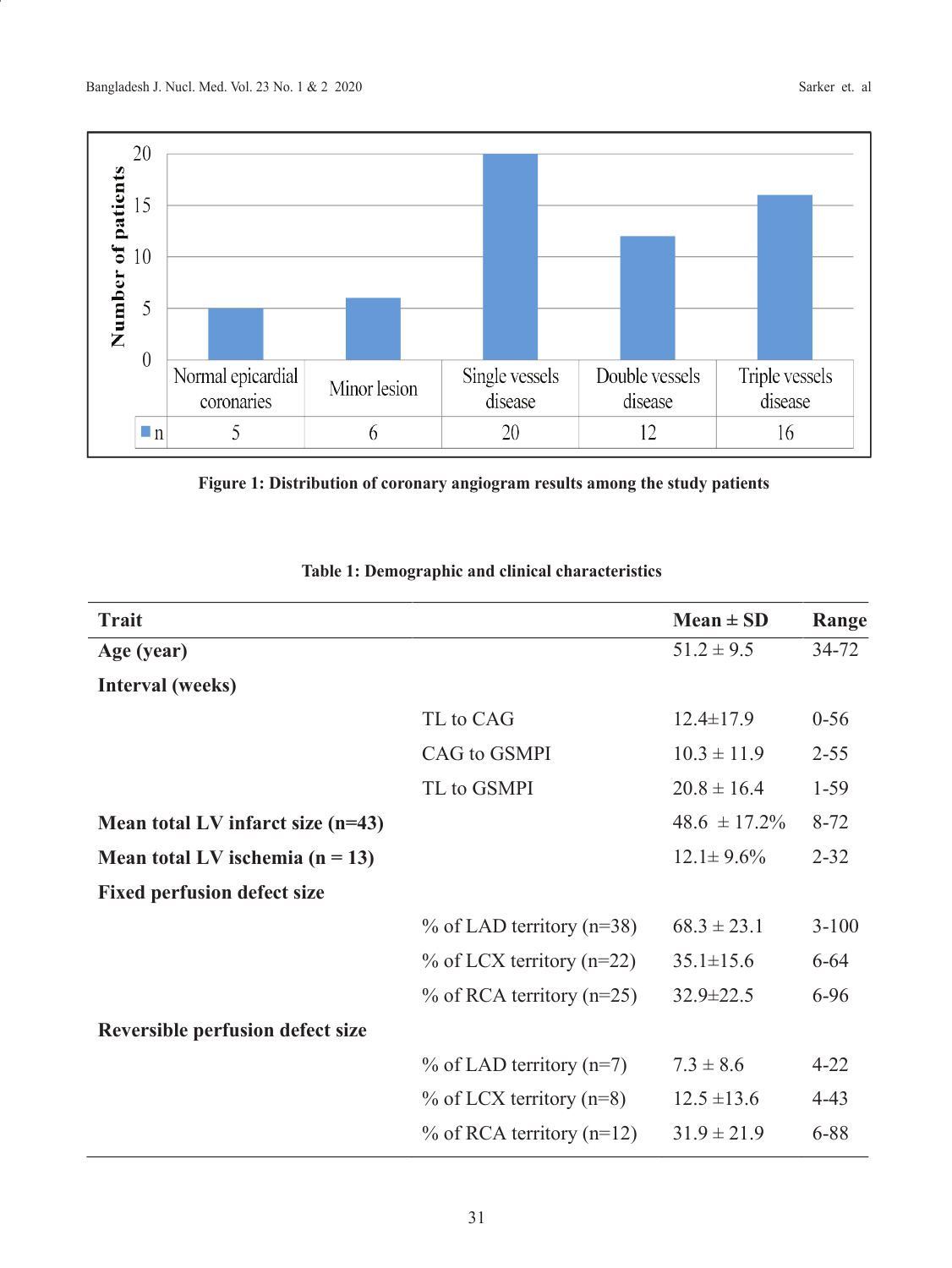| | Normal epicardial coronaries | Minor lesion | Single vessels disease | Double vessels disease | Triple vessels disease |
|---|---|---|---|---|---|
| n | 5 | 6 | 20 | 12 | 16 |

**Figure 1: Distribution of coronary angiogram results among the study patients**

**Table 1: Demographic and clinical characteristics**

| Trait | | Mean ± SD | Range |
|---|---|---|---|
| **Age (year)** | | 51.2 ± 9.5 | 34-72 |
| **Interval (weeks)** | | | |
| | TL to CAG | 12.4±17.9 | 0-56 |
| | CAG to GSMPI | 10.3 ± 11.9 | 2-55 |
| | TL to GSMPI | 20.8 ± 16.4 | 1-59 |
| **Mean total LV infarct size (n=43)** | | 48.6 ± 17.2% | 8-72 |
| **Mean total LV ischemia (n = 13)** | | 12.1± 9.6% | 2-32 |
| **Fixed perfusion defect size** | | | |
| | % of LAD territory (n=38) | 68.3 ± 23.1 | 3-100 |
| | % of LCX territory (n=22) | 35.1±15.6 | 6-64 |
| | % of RCA territory (n=25) | 32.9±22.5 | 6-96 |
| **Reversible perfusion defect size** | | | |
| | % of LAD territory (n=7) | 7.3 ± 8.6 | 4-22 |
| | % of LCX territory (n=8) | 12.5 ±13.6 | 4-43 |
| | % of RCA territory (n=12) | 31.9 ± 21.9 | 6-88 |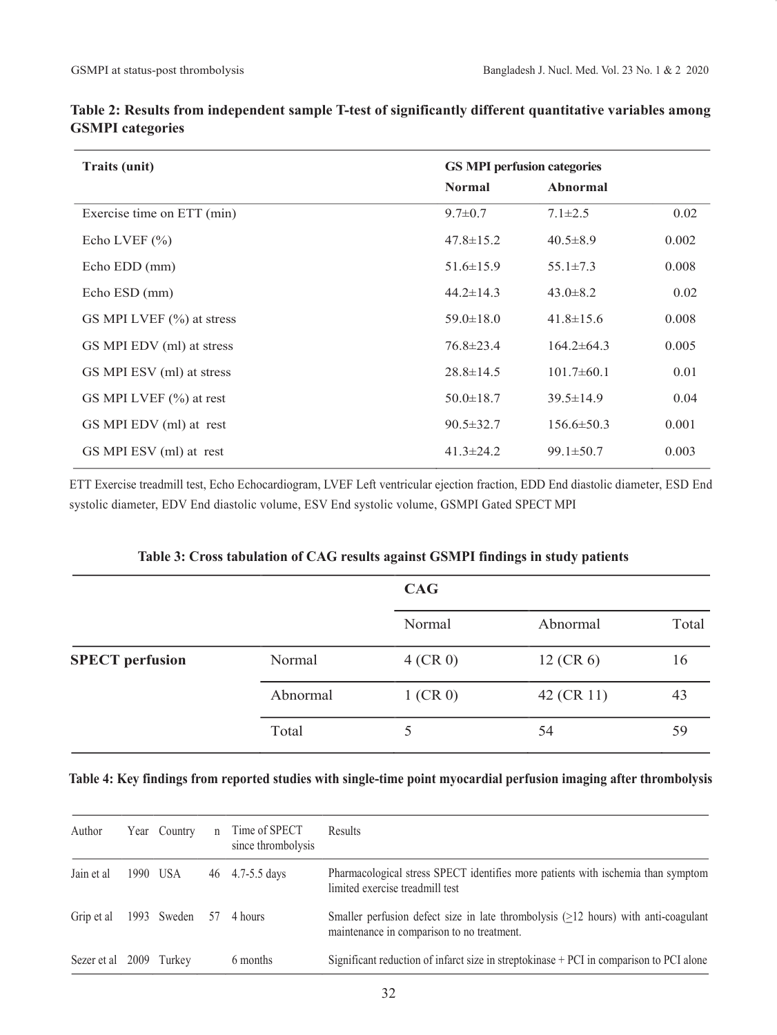**Table 2: Results from independent sample T-test of significantly different quantitative variables among GSMPI categories**

| Traits (unit) | GS MPI perfusion categories | | |
|---|---|---|---|
| | Normal | Abnormal | |
| Exercise time on ETT (min) | 9.7±0.7 | 7.1±2.5 | 0.02 |
| Echo LVEF (%) | 47.8±15.2 | 40.5±8.9 | 0.002 |
| Echo EDD (mm) | 51.6±15.9 | 55.1±7.3 | 0.008 |
| Echo ESD (mm) | 44.2±14.3 | 43.0±8.2 | 0.02 |
| GS MPI LVEF (%) at stress | 59.0±18.0 | 41.8±15.6 | 0.008 |
| GS MPI EDV (ml) at stress | 76.8±23.4 | 164.2±64.3 | 0.005 |
| GS MPI ESV (ml) at stress | 28.8±14.5 | 101.7±60.1 | 0.01 |
| GS MPI LVEF (%) at rest | 50.0±18.7 | 39.5±14.9 | 0.04 |
| GS MPI EDV (ml) at rest | 90.5±32.7 | 156.6±50.3 | 0.001 |
| GS MPI ESV (ml) at rest | 41.3±24.2 | 99.1±50.7 | 0.003 |

ETT Exercise treadmill test, Echo Echocardiogram, LVEF Left ventricular ejection fraction, EDD End diastolic diameter, ESD End systolic diameter, EDV End diastolic volume, ESV End systolic volume, GSMPI Gated SPECT MPI

**Table 3: Cross tabulation of CAG results against GSMPI findings in study patients**

| | | CAG | | |
|---|---|---|---|---|
| | | Normal | Abnormal | Total |
| **SPECT perfusion** | Normal | 4 (CR 0) | 12 (CR 6) | 16 |
| | Abnormal | 1 (CR 0) | 42 (CR 11) | 43 |
| | Total | 5 | 54 | 59 |

**Table 4: Key findings from reported studies with single-time point myocardial perfusion imaging after thrombolysis**

| Author | Year | Country | n | Time of SPECT since thrombolysis | Results |
|---|---|---|---|---|---|
| Jain et al | 1990 | USA | 46 | 4.7-5.5 days | Pharmacological stress SPECT identifies more patients with ischemia than symptom limited exercise treadmill test |
| Grip et al | 1993 | Sweden | 57 | 4 hours | Smaller perfusion defect size in late thrombolysis (≥12 hours) with anti-coagulant maintenance in comparison to no treatment. |
| Sezer et al | 2009 | Turkey | | 6 months | Significant reduction of infarct size in streptokinase + PCI in comparison to PCI alone |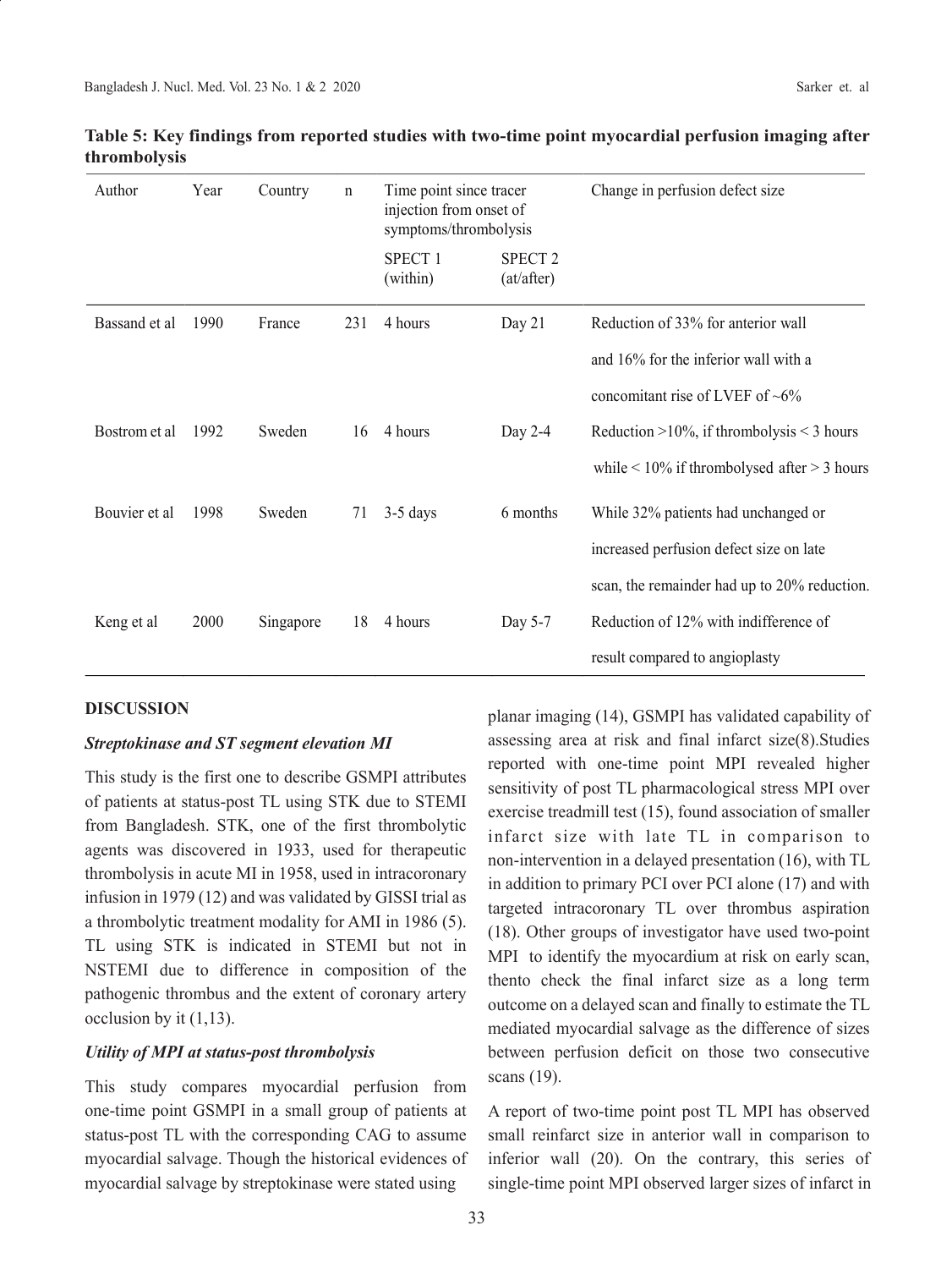**Table 5: Key findings from reported studies with two-time point myocardial perfusion imaging after thrombolysis**

| Author | Year | Country | n | Time point since tracer injection from onset of symptoms/thrombolysis | | Change in perfusion defect size |
|---|---|---|---|---|---|---|
| | | | | SPECT 1 (within) | SPECT 2 (at/after) | |
| Bassand et al | 1990 | France | 231 | 4 hours | Day 21 | Reduction of 33% for anterior wall and 16% for the inferior wall with a concomitant rise of LVEF of ~6% |
| Bostrom et al | 1992 | Sweden | 16 | 4 hours | Day 2-4 | Reduction >10%, if thrombolysis < 3 hours while < 10% if thrombolysed after > 3 hours |
| Bouvier et al | 1998 | Sweden | 71 | 3-5 days | 6 months | While 32% patients had unchanged or increased perfusion defect size on late scan, the remainder had up to 20% reduction. |
| Keng et al | 2000 | Singapore | 18 | 4 hours | Day 5-7 | Reduction of 12% with indifference of result compared to angioplasty |

## DISCUSSION

### *Streptokinase and ST segment elevation MI*

This study is the first one to describe GSMPI attributes of patients at status-post TL using STK due to STEMI from Bangladesh. STK, one of the first thrombolytic agents was discovered in 1933, used for therapeutic thrombolysis in acute MI in 1958, used in intracoronary infusion in 1979 (12) and was validated by GISSI trial as a thrombolytic treatment modality for AMI in 1986 (5). TL using STK is indicated in STEMI but not in NSTEMI due to difference in composition of the pathogenic thrombus and the extent of coronary artery occlusion by it (1,13).

### *Utility of MPI at status-post thrombolysis*

This study compares myocardial perfusion from one-time point GSMPI in a small group of patients at status-post TL with the corresponding CAG to assume myocardial salvage. Though the historical evidences of myocardial salvage by streptokinase were stated using planar imaging (14), GSMPI has validated capability of assessing area at risk and final infarct size(8).Studies reported with one-time point MPI revealed higher sensitivity of post TL pharmacological stress MPI over exercise treadmill test (15), found association of smaller infarct size with late TL in comparison to non-intervention in a delayed presentation (16), with TL in addition to primary PCI over PCI alone (17) and with targeted intracoronary TL over thrombus aspiration (18). Other groups of investigator have used two-point MPI to identify the myocardium at risk on early scan, thento check the final infarct size as a long term outcome on a delayed scan and finally to estimate the TL mediated myocardial salvage as the difference of sizes between perfusion deficit on those two consecutive scans (19).

A report of two-time point post TL MPI has observed small reinfarct size in anterior wall in comparison to inferior wall (20). On the contrary, this series of single-time point MPI observed larger sizes of infarct in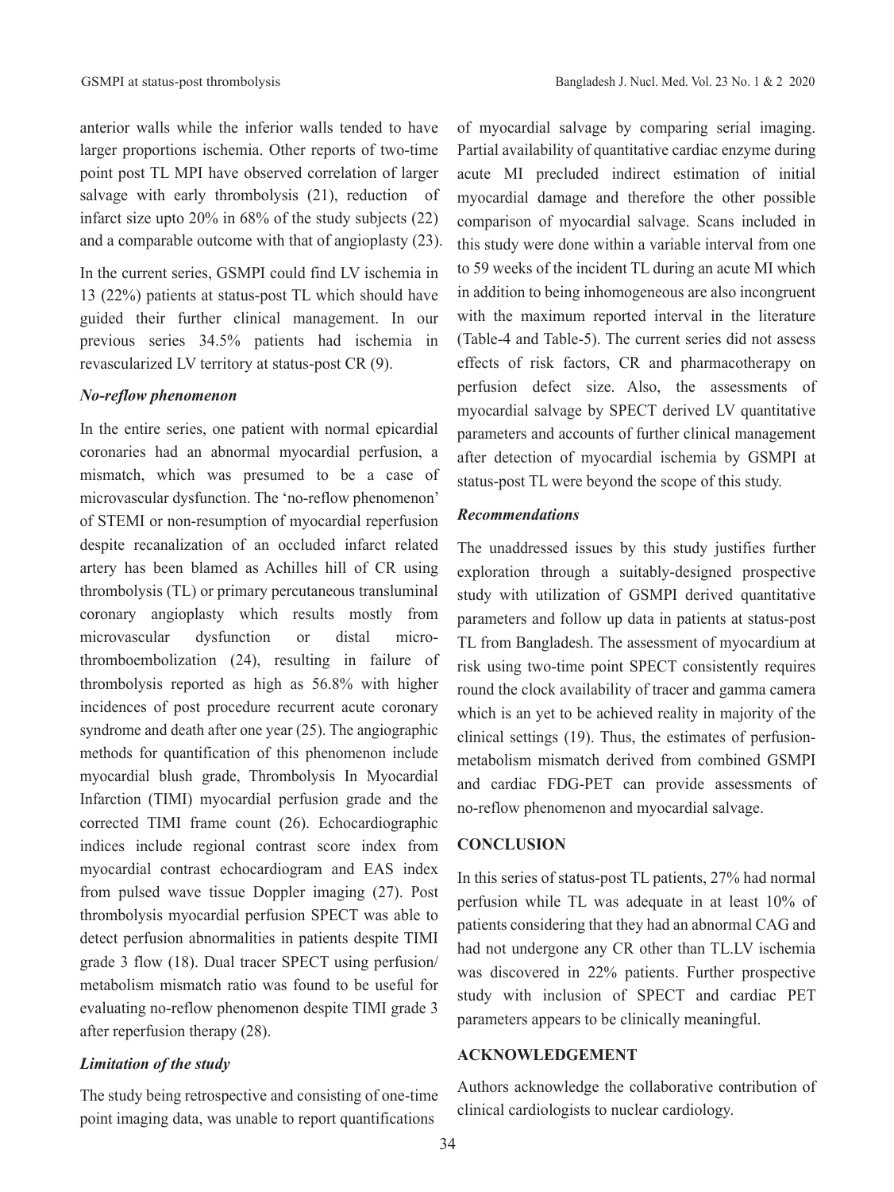anterior walls while the inferior walls tended to have larger proportions ischemia. Other reports of two-time point post TL MPI have observed correlation of larger salvage with early thrombolysis (21), reduction of infarct size upto 20% in 68% of the study subjects (22) and a comparable outcome with that of angioplasty (23).

In the current series, GSMPI could find LV ischemia in 13 (22%) patients at status-post TL which should have guided their further clinical management. In our previous series 34.5% patients had ischemia in revascularized LV territory at status-post CR (9).

### *No-reflow phenomenon*

In the entire series, one patient with normal epicardial coronaries had an abnormal myocardial perfusion, a mismatch, which was presumed to be a case of microvascular dysfunction. The 'no-reflow phenomenon' of STEMI or non-resumption of myocardial reperfusion despite recanalization of an occluded infarct related artery has been blamed as Achilles hill of CR using thrombolysis (TL) or primary percutaneous transluminal coronary angioplasty which results mostly from microvascular dysfunction or distal micro-thromboembolization (24), resulting in failure of thrombolysis reported as high as 56.8% with higher incidences of post procedure recurrent acute coronary syndrome and death after one year (25). The angiographic methods for quantification of this phenomenon include myocardial blush grade, Thrombolysis In Myocardial Infarction (TIMI) myocardial perfusion grade and the corrected TIMI frame count (26). Echocardiographic indices include regional contrast score index from myocardial contrast echocardiogram and EAS index from pulsed wave tissue Doppler imaging (27). Post thrombolysis myocardial perfusion SPECT was able to detect perfusion abnormalities in patients despite TIMI grade 3 flow (18). Dual tracer SPECT using perfusion/ metabolism mismatch ratio was found to be useful for evaluating no-reflow phenomenon despite TIMI grade 3 after reperfusion therapy (28).

### *Limitation of the study*

The study being retrospective and consisting of one-time point imaging data, was unable to report quantifications of myocardial salvage by comparing serial imaging. Partial availability of quantitative cardiac enzyme during acute MI precluded indirect estimation of initial myocardial damage and therefore the other possible comparison of myocardial salvage. Scans included in this study were done within a variable interval from one to 59 weeks of the incident TL during an acute MI which in addition to being inhomogeneous are also incongruent with the maximum reported interval in the literature (Table-4 and Table-5). The current series did not assess effects of risk factors, CR and pharmacotherapy on perfusion defect size. Also, the assessments of myocardial salvage by SPECT derived LV quantitative parameters and accounts of further clinical management after detection of myocardial ischemia by GSMPI at status-post TL were beyond the scope of this study.

### *Recommendations*

The unaddressed issues by this study justifies further exploration through a suitably-designed prospective study with utilization of GSMPI derived quantitative parameters and follow up data in patients at status-post TL from Bangladesh. The assessment of myocardium at risk using two-time point SPECT consistently requires round the clock availability of tracer and gamma camera which is an yet to be achieved reality in majority of the clinical settings (19). Thus, the estimates of perfusion-metabolism mismatch derived from combined GSMPI and cardiac FDG-PET can provide assessments of no-reflow phenomenon and myocardial salvage.

## CONCLUSION

In this series of status-post TL patients, 27% had normal perfusion while TL was adequate in at least 10% of patients considering that they had an abnormal CAG and had not undergone any CR other than TL.LV ischemia was discovered in 22% patients. Further prospective study with inclusion of SPECT and cardiac PET parameters appears to be clinically meaningful.

## ACKNOWLEDGEMENT

Authors acknowledge the collaborative contribution of clinical cardiologists to nuclear cardiology.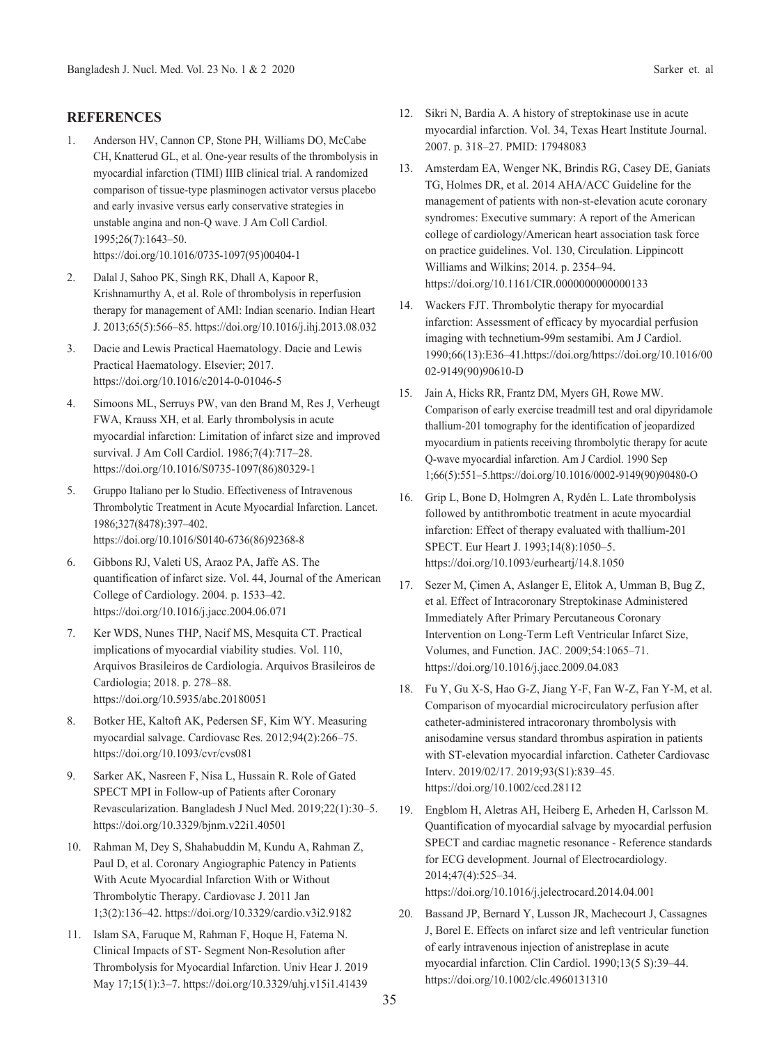## REFERENCES

1. Anderson HV, Cannon CP, Stone PH, Williams DO, McCabe CH, Knatterud GL, et al. One-year results of the thrombolysis in myocardial infarction (TIMI) IIIB clinical trial. A randomized comparison of tissue-type plasminogen activator versus placebo and early invasive versus early conservative strategies in unstable angina and non-Q wave. J Am Coll Cardiol. 1995;26(7):1643–50. https://doi.org/10.1016/0735-1097(95)00404-1
2. Dalal J, Sahoo PK, Singh RK, Dhall A, Kapoor R, Krishnamurthy A, et al. Role of thrombolysis in reperfusion therapy for management of AMI: Indian scenario. Indian Heart J. 2013;65(5):566–85. https://doi.org/10.1016/j.ihj.2013.08.032
3. Dacie and Lewis Practical Haematology. Dacie and Lewis Practical Haematology. Elsevier; 2017. https://doi.org/10.1016/c2014-0-01046-5
4. Simoons ML, Serruys PW, van den Brand M, Res J, Verheugt FWA, Krauss XH, et al. Early thrombolysis in acute myocardial infarction: Limitation of infarct size and improved survival. J Am Coll Cardiol. 1986;7(4):717–28. https://doi.org/10.1016/S0735-1097(86)80329-1
5. Gruppo Italiano per lo Studio. Effectiveness of Intravenous Thrombolytic Treatment in Acute Myocardial Infarction. Lancet. 1986;327(8478):397–402. https://doi.org/10.1016/S0140-6736(86)92368-8
6. Gibbons RJ, Valeti US, Araoz PA, Jaffe AS. The quantification of infarct size. Vol. 44, Journal of the American College of Cardiology. 2004. p. 1533–42. https://doi.org/10.1016/j.jacc.2004.06.071
7. Ker WDS, Nunes THP, Nacif MS, Mesquita CT. Practical implications of myocardial viability studies. Vol. 110, Arquivos Brasileiros de Cardiologia. Arquivos Brasileiros de Cardiologia; 2018. p. 278–88. https://doi.org/10.5935/abc.20180051
8. Botker HE, Kaltoft AK, Pedersen SF, Kim WY. Measuring myocardial salvage. Cardiovasc Res. 2012;94(2):266–75. https://doi.org/10.1093/cvr/cvs081
9. Sarker AK, Nasreen F, Nisa L, Hussain R. Role of Gated SPECT MPI in Follow-up of Patients after Coronary Revascularization. Bangladesh J Nucl Med. 2019;22(1):30–5. https://doi.org/10.3329/bjnm.v22i1.40501
10. Rahman M, Dey S, Shahabuddin M, Kundu A, Rahman Z, Paul D, et al. Coronary Angiographic Patency in Patients With Acute Myocardial Infarction With or Without Thrombolytic Therapy. Cardiovasc J. 2011 Jan 1;3(2):136–42. https://doi.org/10.3329/cardio.v3i2.9182
11. Islam SA, Faruque M, Rahman F, Hoque H, Fatema N. Clinical Impacts of ST- Segment Non-Resolution after Thrombolysis for Myocardial Infarction. Univ Hear J. 2019 May 17;15(1):3–7. https://doi.org/10.3329/uhj.v15i1.41439
12. Sikri N, Bardia A. A history of streptokinase use in acute myocardial infarction. Vol. 34, Texas Heart Institute Journal. 2007. p. 318–27. PMID: 17948083
13. Amsterdam EA, Wenger NK, Brindis RG, Casey DE, Ganiats TG, Holmes DR, et al. 2014 AHA/ACC Guideline for the management of patients with non-st-elevation acute coronary syndromes: Executive summary: A report of the American college of cardiology/American heart association task force on practice guidelines. Vol. 130, Circulation. Lippincott Williams and Wilkins; 2014. p. 2354–94. https://doi.org/10.1161/CIR.0000000000000133
14. Wackers FJT. Thrombolytic therapy for myocardial infarction: Assessment of efficacy by myocardial perfusion imaging with technetium-99m sestamibi. Am J Cardiol. 1990;66(13):E36–41.https://doi.org/https://doi.org/10.1016/0002-9149(90)90610-D
15. Jain A, Hicks RR, Frantz DM, Myers GH, Rowe MW. Comparison of early exercise treadmill test and oral dipyridamole thallium-201 tomography for the identification of jeopardized myocardium in patients receiving thrombolytic therapy for acute Q-wave myocardial infarction. Am J Cardiol. 1990 Sep 1;66(5):551–5.https://doi.org/10.1016/0002-9149(90)90480-O
16. Grip L, Bone D, Holmgren A, Rydén L. Late thrombolysis followed by antithrombotic treatment in acute myocardial infarction: Effect of therapy evaluated with thallium-201 SPECT. Eur Heart J. 1993;14(8):1050–5. https://doi.org/10.1093/eurheartj/14.8.1050
17. Sezer M, Çimen A, Aslanger E, Elitok A, Umman B, Bug Z, et al. Effect of Intracoronary Streptokinase Administered Immediately After Primary Percutaneous Coronary Intervention on Long-Term Left Ventricular Infarct Size, Volumes, and Function. JAC. 2009;54:1065–71. https://doi.org/10.1016/j.jacc.2009.04.083
18. Fu Y, Gu X-S, Hao G-Z, Jiang Y-F, Fan W-Z, Fan Y-M, et al. Comparison of myocardial microcirculatory perfusion after catheter-administered intracoronary thrombolysis with anisodamine versus standard thrombus aspiration in patients with ST-elevation myocardial infarction. Catheter Cardiovasc Interv. 2019/02/17. 2019;93(S1):839–45. https://doi.org/10.1002/ccd.28112
19. Engblom H, Aletras AH, Heiberg E, Arheden H, Carlsson M. Quantification of myocardial salvage by myocardial perfusion SPECT and cardiac magnetic resonance - Reference standards for ECG development. Journal of Electrocardiology. 2014;47(4):525–34. https://doi.org/10.1016/j.jelectrocard.2014.04.001
20. Bassand JP, Bernard Y, Lusson JR, Machecourt J, Cassagnes J, Borel E. Effects on infarct size and left ventricular function of early intravenous injection of anistreplase in acute myocardial infarction. Clin Cardiol. 1990;13(5 S):39–44. https://doi.org/10.1002/clc.4960131310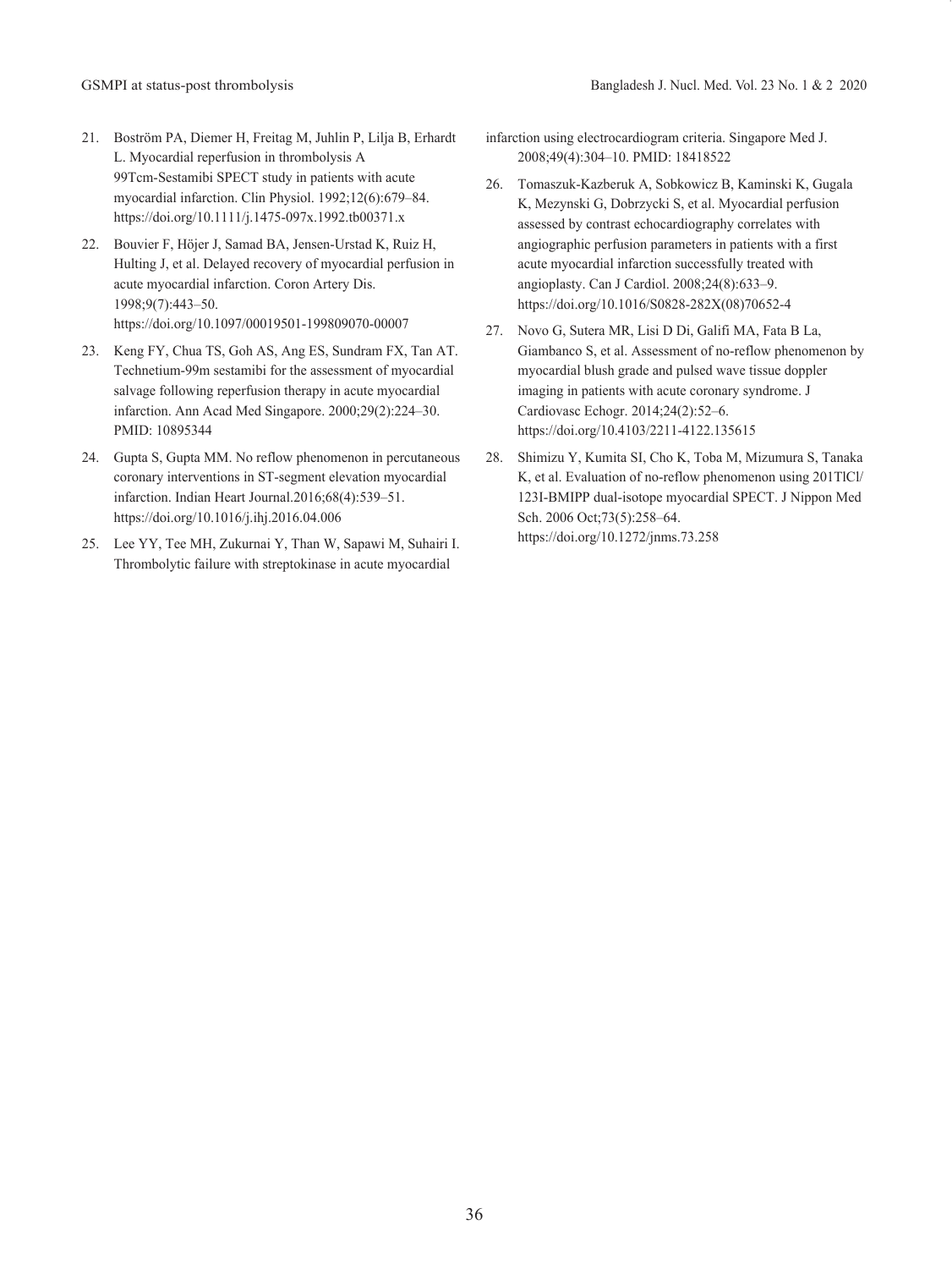21. Boström PA, Diemer H, Freitag M, Juhlin P, Lilja B, Erhardt L. Myocardial reperfusion in thrombolysis A 99Tcm-Sestamibi SPECT study in patients with acute myocardial infarction. Clin Physiol. 1992;12(6):679–84. https://doi.org/10.1111/j.1475-097x.1992.tb00371.x

22. Bouvier F, Höjer J, Samad BA, Jensen-Urstad K, Ruiz H, Hulting J, et al. Delayed recovery of myocardial perfusion in acute myocardial infarction. Coron Artery Dis. 1998;9(7):443–50. https://doi.org/10.1097/00019501-199809070-00007

23. Keng FY, Chua TS, Goh AS, Ang ES, Sundram FX, Tan AT. Technetium-99m sestamibi for the assessment of myocardial salvage following reperfusion therapy in acute myocardial infarction. Ann Acad Med Singapore. 2000;29(2):224–30. PMID: 10895344

24. Gupta S, Gupta MM. No reflow phenomenon in percutaneous coronary interventions in ST-segment elevation myocardial infarction. Indian Heart Journal.2016;68(4):539–51. https://doi.org/10.1016/j.ihj.2016.04.006

25. Lee YY, Tee MH, Zukurnai Y, Than W, Sapawi M, Suhairi I. Thrombolytic failure with streptokinase in acute myocardial infarction using electrocardiogram criteria. Singapore Med J. 2008;49(4):304–10. PMID: 18418522

26. Tomaszuk-Kazberuk A, Sobkowicz B, Kaminski K, Gugala K, Mezynski G, Dobrzycki S, et al. Myocardial perfusion assessed by contrast echocardiography correlates with angiographic perfusion parameters in patients with a first acute myocardial infarction successfully treated with angioplasty. Can J Cardiol. 2008;24(8):633–9. https://doi.org/10.1016/S0828-282X(08)70652-4

27. Novo G, Sutera MR, Lisi D Di, Galifi MA, Fata B La, Giambanco S, et al. Assessment of no-reflow phenomenon by myocardial blush grade and pulsed wave tissue doppler imaging in patients with acute coronary syndrome. J Cardiovasc Echogr. 2014;24(2):52–6. https://doi.org/10.4103/2211-4122.135615

28. Shimizu Y, Kumita SI, Cho K, Toba M, Mizumura S, Tanaka K, et al. Evaluation of no-reflow phenomenon using 201TlCl/ 123I-BMIPP dual-isotope myocardial SPECT. J Nippon Med Sch. 2006 Oct;73(5):258–64. https://doi.org/10.1272/jnms.73.258